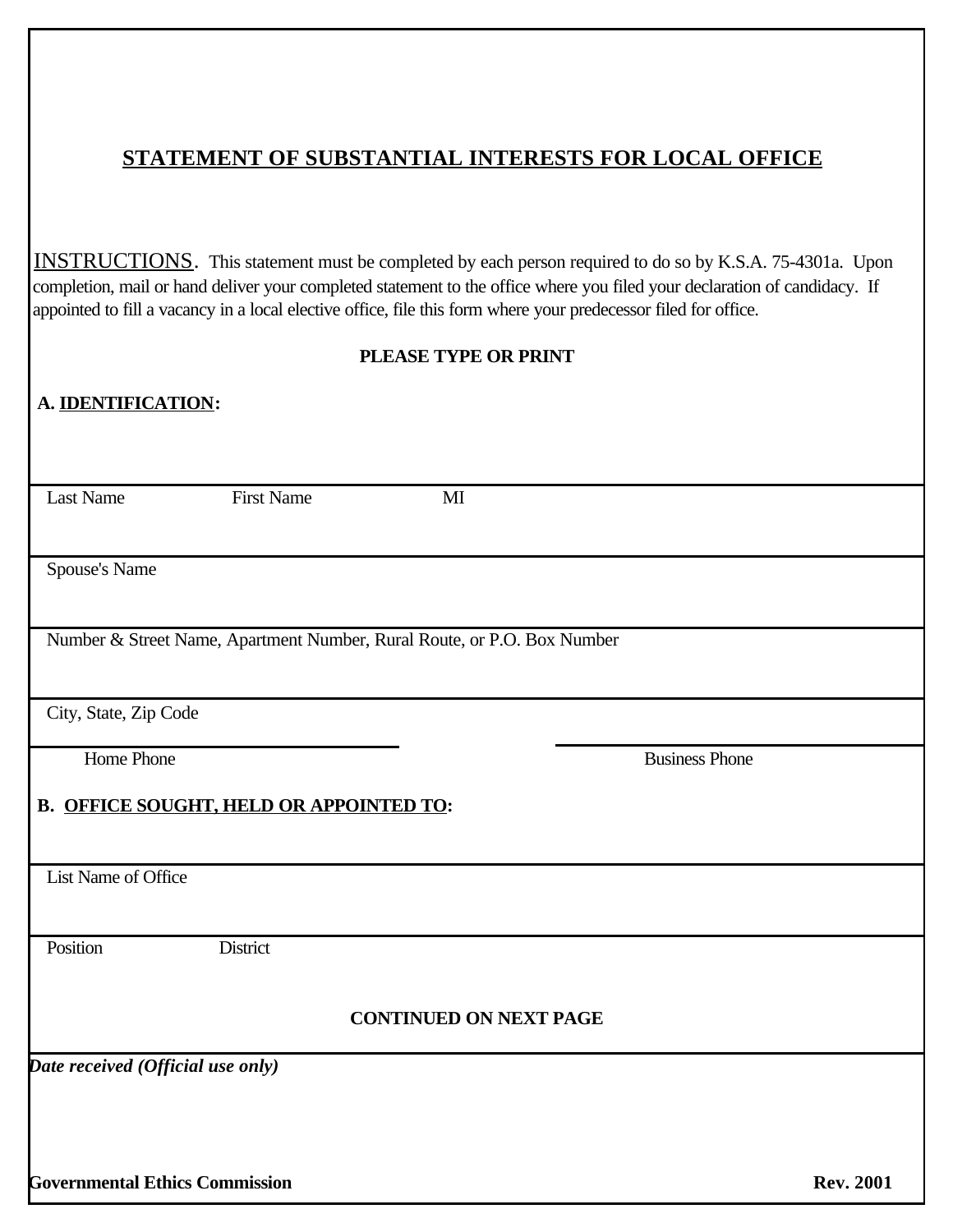# STATEMENT OF SUBSTANTIAL INTERESTS FOR LOCAL OFFICE

INSTRUCTIONS. This statement must be completed by each person required to do so by K.S.A. 75-4301a. Upon completion, mail or hand deliver your completed statement to the office where you filed your declaration of candidacy. If appointed to fill a vacancy in a local elective office, file this form where your predecessor filed for office.

**PLEASE TYPE OR PRINT**

**A. IDENTIFICATION:**

Last Name First Name MI

Spouse's Name

Number & Street Name, Apartment Number, Rural Route, or P.O. Box Number

City, State, Zip Code

Home Phone Business Phone

**B. OFFICE SOUGHT, HELD OR APPOINTED TO:**

List Name of Office

Position District

**CONTINUED ON NEXT PAGE**

***Date received (Official use only)***

**Governmental Ethics Commission** **Rev. 2001**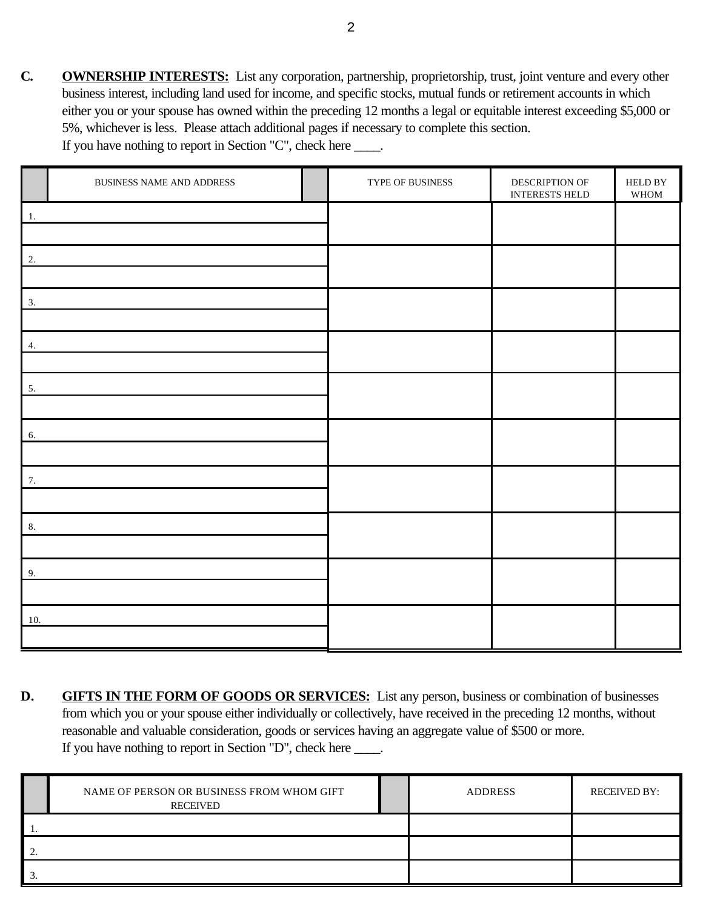**C. OWNERSHIP INTERESTS:** List any corporation, partnership, proprietorship, trust, joint venture and every other business interest, including land used for income, and specific stocks, mutual funds or retirement accounts in which either you or your spouse has owned within the preceding 12 months a legal or equitable interest exceeding $5,000 or 5%, whichever is less. Please attach additional pages if necessary to complete this section.
If you have nothing to report in Section "C", check here ____.

| BUSINESS NAME AND ADDRESS | TYPE OF BUSINESS | DESCRIPTION OF INTERESTS HELD | HELD BY WHOM |
|---|---|---|---|
| 1. | | | |
| 2. | | | |
| 3. | | | |
| 4. | | | |
| 5. | | | |
| 6. | | | |
| 7. | | | |
| 8. | | | |
| 9. | | | |
| 10. | | | |

**D. GIFTS IN THE FORM OF GOODS OR SERVICES:** List any person, business or combination of businesses from which you or your spouse either individually or collectively, have received in the preceding 12 months, without reasonable and valuable consideration, goods or services having an aggregate value of $500 or more.
If you have nothing to report in Section "D", check here ____.

| NAME OF PERSON OR BUSINESS FROM WHOM GIFT RECEIVED | ADDRESS | RECEIVED BY: |
|---|---|---|
| 1. | | |
| 2. | | |
| 3. | | |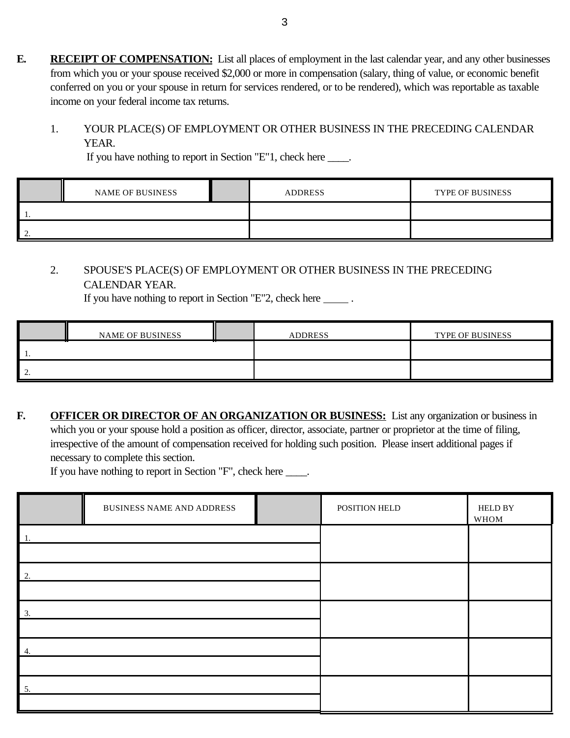**E.** **RECEIPT OF COMPENSATION:** List all places of employment in the last calendar year, and any other businesses from which you or your spouse received $2,000 or more in compensation (salary, thing of value, or economic benefit conferred on you or your spouse in return for services rendered, or to be rendered), which was reportable as taxable income on your federal income tax returns.

1. YOUR PLACE(S) OF EMPLOYMENT OR OTHER BUSINESS IN THE PRECEDING CALENDAR YEAR.
   If you have nothing to report in Section "E"1, check here ____.

| NAME OF BUSINESS | ADDRESS | TYPE OF BUSINESS |
|---|---|---|
| 1. | | |
| 2. | | |

2. SPOUSE'S PLACE(S) OF EMPLOYMENT OR OTHER BUSINESS IN THE PRECEDING CALENDAR YEAR.
   If you have nothing to report in Section "E"2, check here _____ .

| NAME OF BUSINESS | ADDRESS | TYPE OF BUSINESS |
|---|---|---|
| 1. | | |
| 2. | | |

**F.** **OFFICER OR DIRECTOR OF AN ORGANIZATION OR BUSINESS:** List any organization or business in which you or your spouse hold a position as officer, director, associate, partner or proprietor at the time of filing, irrespective of the amount of compensation received for holding such position. Please insert additional pages if necessary to complete this section.
If you have nothing to report in Section "F", check here ____.

| BUSINESS NAME AND ADDRESS | POSITION HELD | HELD BY WHOM |
|---|---|---|
| 1. | | |
| | | |
| 2. | | |
| | | |
| 3. | | |
| | | |
| 4. | | |
| | | |
| 5. | | |
| | | |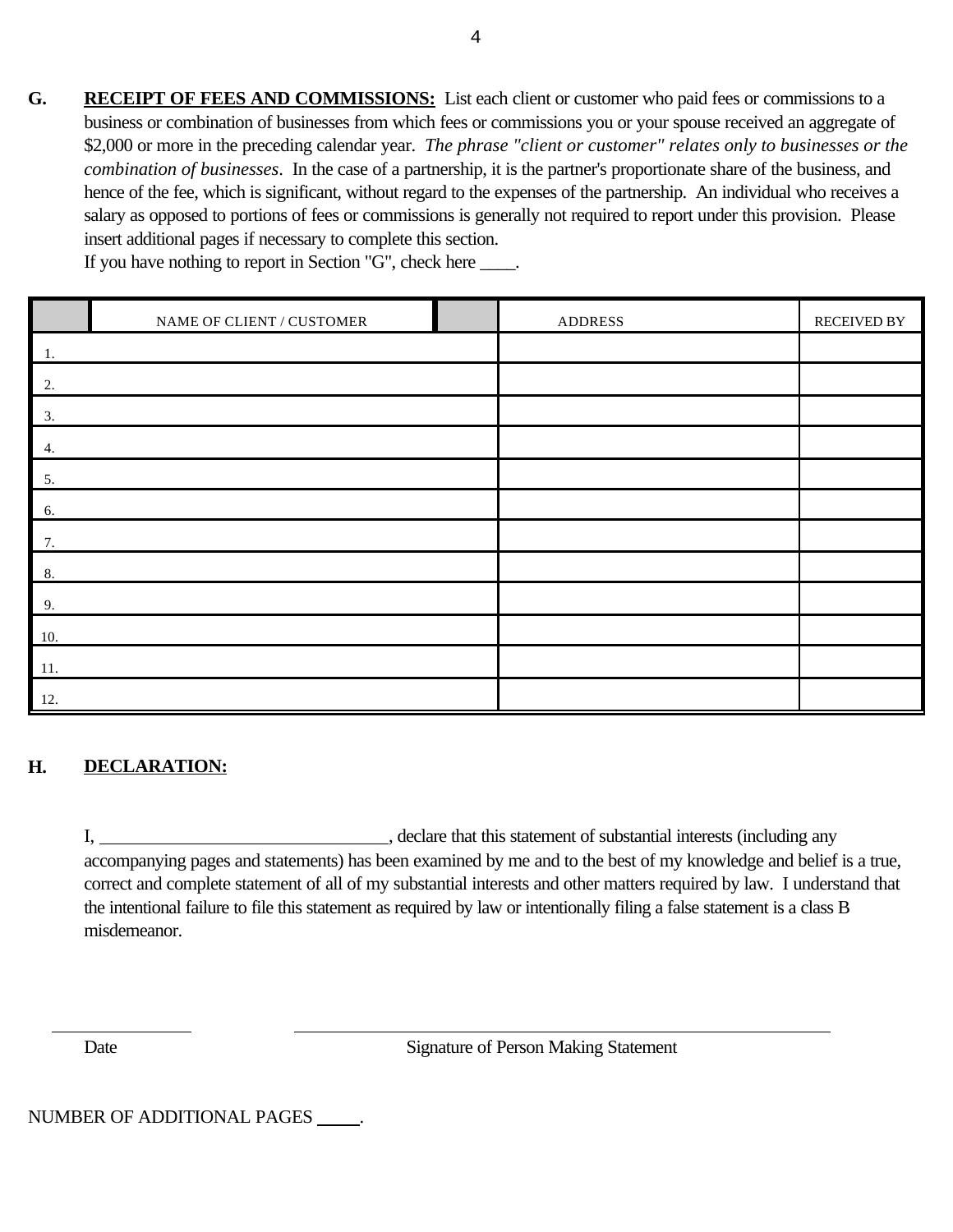**G.** **<u>RECEIPT OF FEES AND COMMISSIONS:</u>** List each client or customer who paid fees or commissions to a business or combination of businesses from which fees or commissions you or your spouse received an aggregate of $2,000 or more in the preceding calendar year. *The phrase "client or customer" relates only to businesses or the combination of businesses*. In the case of a partnership, it is the partner's proportionate share of the business, and hence of the fee, which is significant, without regard to the expenses of the partnership. An individual who receives a salary as opposed to portions of fees or commissions is generally not required to report under this provision. Please insert additional pages if necessary to complete this section.

If you have nothing to report in Section "G", check here ____.

| NAME OF CLIENT / CUSTOMER | ADDRESS | RECEIVED BY |
|---|---|---|
| 1. | | |
| 2. | | |
| 3. | | |
| 4. | | |
| 5. | | |
| 6. | | |
| 7. | | |
| 8. | | |
| 9. | | |
| 10. | | |
| 11. | | |
| 12. | | |

**H.** **<u>DECLARATION:</u>**

I, ________________________________, declare that this statement of substantial interests (including any accompanying pages and statements) has been examined by me and to the best of my knowledge and belief is a true, correct and complete statement of all of my substantial interests and other matters required by law. I understand that the intentional failure to file this statement as required by law or intentionally filing a false statement is a class B misdemeanor.

________________ ____________________________________________

Date Signature of Person Making Statement

NUMBER OF ADDITIONAL PAGES _____.